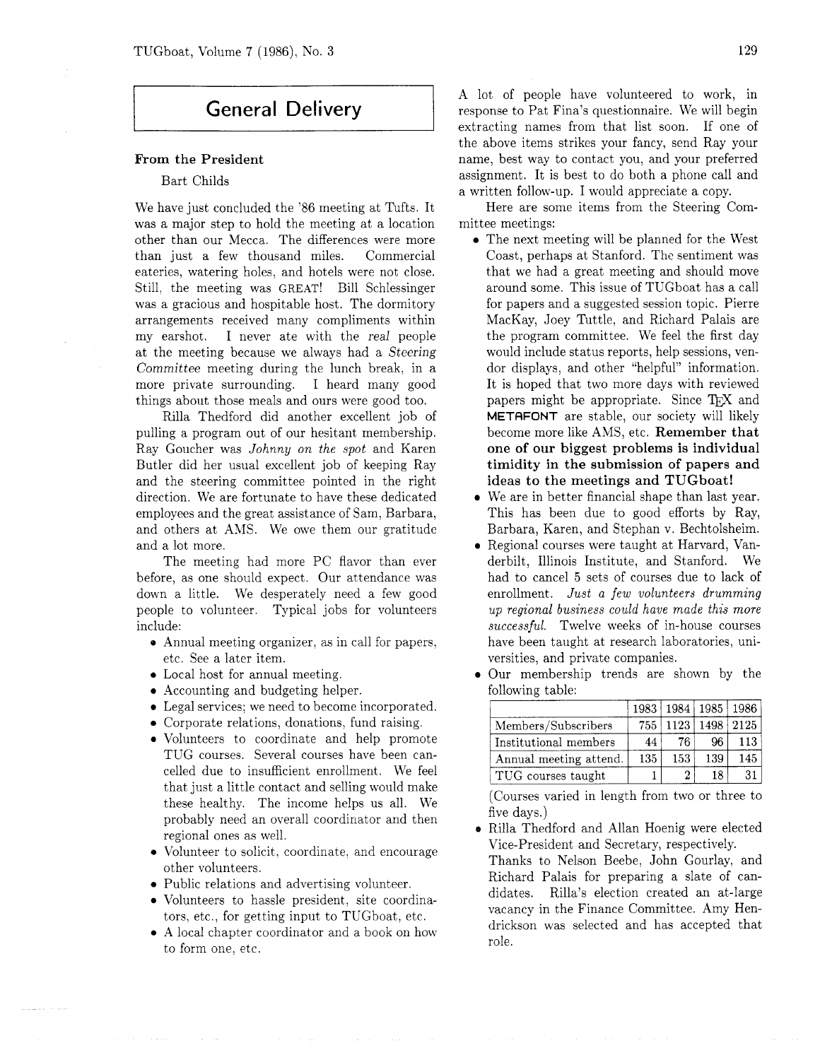# General Delivery

## From the President

Bart Childs

We have just concluded the '86 meeting at Tufts. It was a major step to hold the meeting at a location other than our Mecca. The differences were more than just a few thousand miles. Commercial eateries, watering holes, and hotels were not close. Still, the meeting was GREAT! Bill Schlessinger was a gracious and hospitable host. The dormitory arrangements received many compliments within my earshot. I never ate with the *real* people at the meeting because we always had a *Steering Committee* meeting during the lunch break, in a more private surrounding. I heard many good things about those meals and ours were good too.

Rilla Thedford did another excellent job of pulling a program out of our hesitant membership. Ray Goucher was *Johnny on the spot* and Karen Butler did her usual excellent job of keeping Ray and the steering committee pointed in the right direction. We are fortunate to have these dedicated employees and the great assistance of Sam, Barbara, and others at AMS. We owe them our gratitude and a lot more.

The meeting had more PC flavor than ever before, as one should expect. Our attendance was down a little. We desperately need a few good people to volunteer. Typical jobs for volunteers include:

- Annual meeting organizer, as in call for papers, etc. See a later item.
- Local host for annual meeting.
- Accounting and budgeting helper.
- Legal services; we need to become incorporated.
- Corporate relations, donations, fund raising.
- Volunteers to coordinate and help promote TUG courses. Several courses have been cancelled due to insufficient enrollment. We feel that just a little contact and selling would make these healthy. The income helps us all. We probably need an overall coordinator and then regional ones as well.
- Volunteer to solicit, coordinate, and encourage other volunteers.
- Public relations and advertising volunteer.
- Volunteers to hassle president, site coordinators, etc., for getting input to TUGboat, etc.
- A local chapter coordinator and a book on how to form one, etc.

A lot of people have volunteered to work, in response to Pat Fina's questionnaire. We will begin extracting names from that list soon. If one of the above items strikes your fancy, send Ray your name, best way to contact you, and your preferred assignment. It is best to do both a phone call and a written follow-up. I would appreciate a copy.

Here are some items from the Steering Committee meetings:

- The next meeting will be planned for the West Coast, perhaps at Stanford. The sentiment was that we had a great meeting and should move around some. This issue of TUGboat has a call for papers and a suggested session topic. Pierre MacKay, Joey Tuttle, and Richard Palais are the program committee. We feel the first day would include status reports, help sessions, vendor displays, and other "helpful" information. It is hoped that two more days with reviewed papers might be appropriate. Since TeX and METAFONT are stable, our society will likely become more like AMS, etc. **Remember that one of our biggest problems is individual timidity in the submission of papers and ideas to the meetings and TUGboat!**
- We are in better financial shape than last year. This has been due to good efforts by Ray, Barbara, Karen, and Stephan v. Bechtolsheim.
- Regional courses were taught at Harvard, Vanderbilt, Illinois Institute, and Stanford. We had to cancel 5 sets of courses due to lack of enrollment. *Just a few volunteers drumming up regional business could have made this more successful.* Twelve weeks of in-house courses have been taught at research laboratories, universities, and private companies.
- Our membership trends are shown by the following table:

| | 1983 | 1984 | 1985 | 1986 |
|---|---|---|---|---|
| Members/Subscribers | 755 | 1123 | 1498 | 2125 |
| Institutional members | 44 | 76 | 96 | 113 |
| Annual meeting attend. | 135 | 153 | 139 | 145 |
| TUG courses taught | 1 | 2 | 18 | 31 |

(Courses varied in length from two or three to five days.)

- Rilla Thedford and Allan Hoenig were elected Vice-President and Secretary, respectively.

  Thanks to Nelson Beebe, John Gourlay, and Richard Palais for preparing a slate of candidates. Rilla's election created an at-large vacancy in the Finance Committee. Amy Hendrickson was selected and has accepted that role.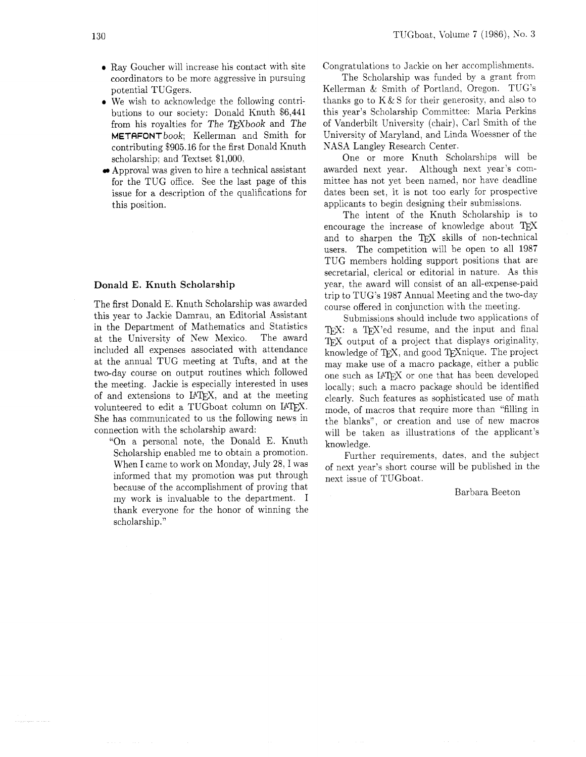- Ray Goucher will increase his contact with site coordinators to be more aggressive in pursuing potential TUGgers.
- We wish to acknowledge the following contributions to our society: Donald Knuth $6,441 from his royalties for *The TEXbook* and *The METAFONTbook*; Kellerman and Smith for contributing $905.16 for the first Donald Knuth scholarship; and Textset $1,000.
- Approval was given to hire a technical assistant for the TUG office. See the last page of this issue for a description of the qualifications for this position.

### Donald E. Knuth Scholarship

The first Donald E. Knuth Scholarship was awarded this year to Jackie Damrau, an Editorial Assistant in the Department of Mathematics and Statistics at the University of New Mexico. The award included all expenses associated with attendance at the annual TUG meeting at Tufts, and at the two-day course on output routines which followed the meeting. Jackie is especially interested in uses of and extensions to LATEX, and at the meeting volunteered to edit a TUGboat column on LATEX. She has communicated to us the following news in connection with the scholarship award:

> "On a personal note, the Donald E. Knuth Scholarship enabled me to obtain a promotion. When I came to work on Monday, July 28, I was informed that my promotion was put through because of the accomplishment of proving that my work is invaluable to the department. I thank everyone for the honor of winning the scholarship."

Congratulations to Jackie on her accomplishments.

The Scholarship was funded by a grant from Kellerman & Smith of Portland, Oregon. TUG's thanks go to K & S for their generosity, and also to this year's Scholarship Committee: Maria Perkins of Vanderbilt University (chair), Carl Smith of the University of Maryland, and Linda Woessner of the NASA Langley Research Center.

One or more Knuth Scholarships will be awarded next year. Although next year's committee has not yet been named, nor have deadline dates been set, it is not too early for prospective applicants to begin designing their submissions.

The intent of the Knuth Scholarship is to encourage the increase of knowledge about TEX and to sharpen the TEX skills of non-technical users. The competition will be open to all 1987 TUG members holding support positions that are secretarial, clerical or editorial in nature. As this year, the award will consist of an all-expense-paid trip to TUG's 1987 Annual Meeting and the two-day course offered in conjunction with the meeting.

Submissions should include two applications of TEX: a TEX'ed resume, and the input and final TEX output of a project that displays originality, knowledge of TEX, and good TEXnique. The project may make use of a macro package, either a public one such as LATEX or one that has been developed locally; such a macro package should be identified clearly. Such features as sophisticated use of math mode, of macros that require more than "filling in the blanks", or creation and use of new macros will be taken as illustrations of the applicant's knowledge.

Further requirements, dates, and the subject of next year's short course will be published in the next issue of TUGboat.

Barbara Beeton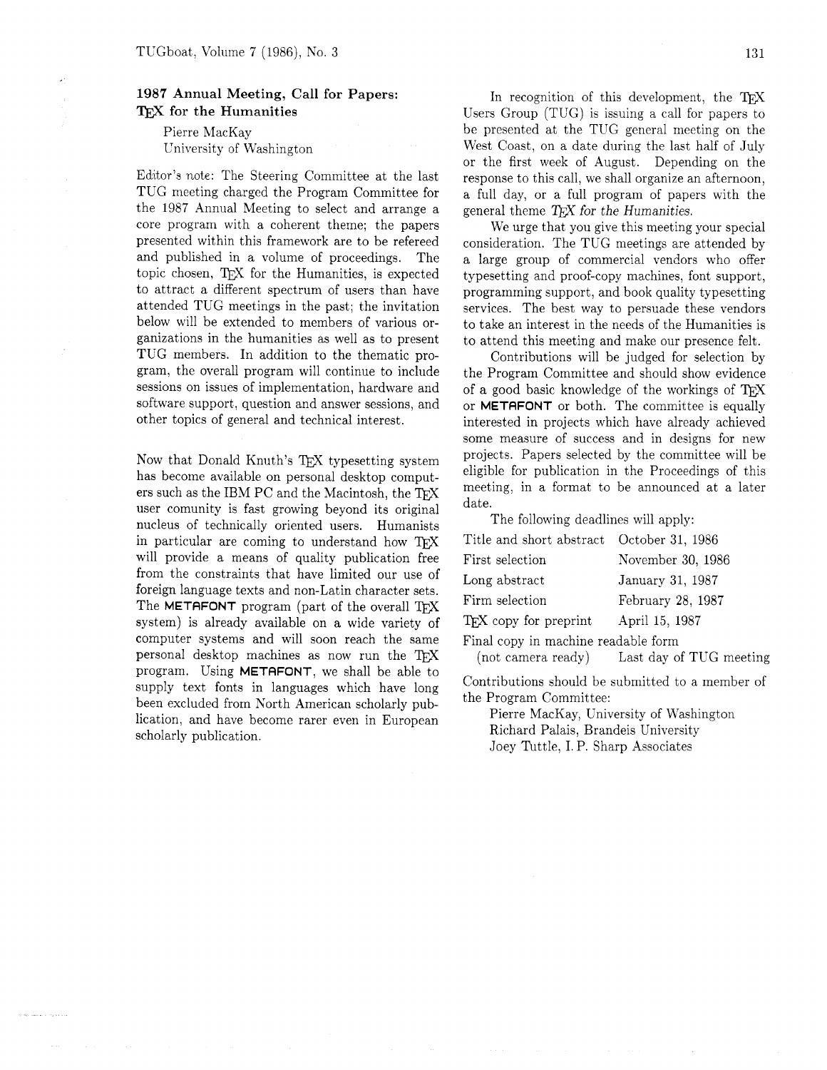## 1987 Annual Meeting, Call for Papers: TeX for the Humanities

Pierre MacKay
University of Washington

Editor's note: The Steering Committee at the last TUG meeting charged the Program Committee for the 1987 Annual Meeting to select and arrange a core program with a coherent theme; the papers presented within this framework are to be refereed and published in a volume of proceedings. The topic chosen, TeX for the Humanities, is expected to attract a different spectrum of users than have attended TUG meetings in the past; the invitation below will be extended to members of various organizations in the humanities as well as to present TUG members. In addition to the thematic program, the overall program will continue to include sessions on issues of implementation, hardware and software support, question and answer sessions, and other topics of general and technical interest.

Now that Donald Knuth's TeX typesetting system has become available on personal desktop computers such as the IBM PC and the Macintosh, the TeX user comunity is fast growing beyond its original nucleus of technically oriented users. Humanists in particular are coming to understand how TeX will provide a means of quality publication free from the constraints that have limited our use of foreign language texts and non-Latin character sets. The **METAFONT** program (part of the overall TeX system) is already available on a wide variety of computer systems and will soon reach the same personal desktop machines as now run the TeX program. Using **METAFONT**, we shall be able to supply text fonts in languages which have long been excluded from North American scholarly publication, and have become rarer even in European scholarly publication.

In recognition of this development, the TeX Users Group (TUG) is issuing a call for papers to be presented at the TUG general meeting on the West Coast, on a date during the last half of July or the first week of August. Depending on the response to this call, we shall organize an afternoon, a full day, or a full program of papers with the general theme *TeX for the Humanities*.

We urge that you give this meeting your special consideration. The TUG meetings are attended by a large group of commercial vendors who offer typesetting and proof-copy machines, font support, programming support, and book quality typesetting services. The best way to persuade these vendors to take an interest in the needs of the Humanities is to attend this meeting and make our presence felt.

Contributions will be judged for selection by the Program Committee and should show evidence of a good basic knowledge of the workings of TeX or **METAFONT** or both. The committee is equally interested in projects which have already achieved some measure of success and in designs for new projects. Papers selected by the committee will be eligible for publication in the Proceedings of this meeting, in a format to be announced at a later date.

The following deadlines will apply:

| | |
|---|---|
| Title and short abstract | October 31, 1986 |
| First selection | November 30, 1986 |
| Long abstract | January 31, 1987 |
| Firm selection | February 28, 1987 |
| TeX copy for preprint | April 15, 1987 |
| Final copy in machine readable form (not camera ready) | Last day of TUG meeting |

Contributions should be submitted to a member of the Program Committee:

Pierre MacKay, University of Washington
Richard Palais, Brandeis University
Joey Tuttle, I. P. Sharp Associates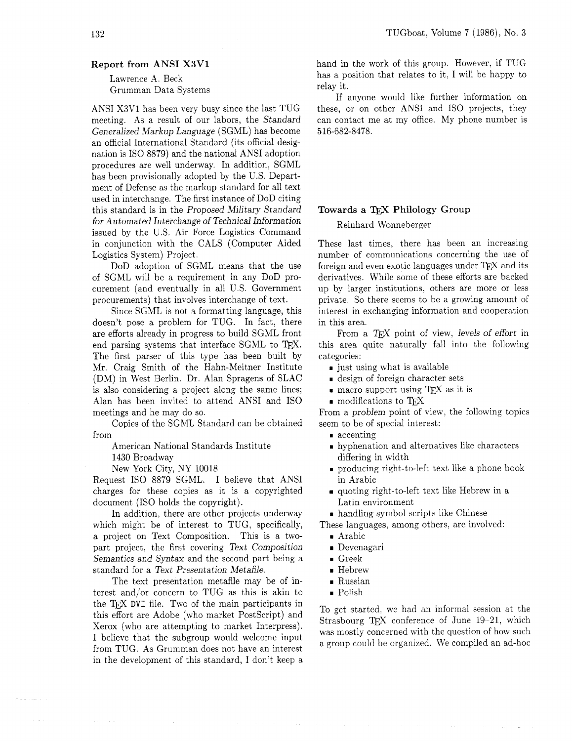## Report from ANSI X3V1

Lawrence A. Beck
Grumman Data Systems

ANSI X3V1 has been very busy since the last TUG meeting. As a result of our labors, the *Standard Generalized Markup Language* (SGML) has become an official International Standard (its official designation is ISO 8879) and the national ANSI adoption procedures are well underway. In addition, SGML has been provisionally adopted by the U.S. Department of Defense as the markup standard for all text used in interchange. The first instance of DoD citing this standard is in the *Proposed Military Standard for Automated Interchange of Technical Information* issued by the U.S. Air Force Logistics Command in conjunction with the CALS (Computer Aided Logistics System) Project.

DoD adoption of SGML means that the use of SGML will be a requirement in any DoD procurement (and eventually in all U.S. Government procurements) that involves interchange of text.

Since SGML is not a formatting language, this doesn't pose a problem for TUG. In fact, there are efforts already in progress to build SGML front end parsing systems that interface SGML to TeX. The first parser of this type has been built by Mr. Craig Smith of the Hahn-Meitner Institute (DM) in West Berlin. Dr. Alan Spragens of SLAC is also considering a project along the same lines; Alan has been invited to attend ANSI and ISO meetings and he may do so.

Copies of the SGML Standard can be obtained from

American National Standards Institute
1430 Broadway
New York City, NY 10018

Request ISO 8879 SGML. I believe that ANSI charges for these copies as it is a copyrighted document (ISO holds the copyright).

In addition, there are other projects underway which might be of interest to TUG, specifically, a project on Text Composition. This is a two-part project, the first covering *Text Composition Semantics and Syntax* and the second part being a standard for a *Text Presentation Metafile*.

The text presentation metafile may be of interest and/or concern to TUG as this is akin to the TeX DVI file. Two of the main participants in this effort are Adobe (who market PostScript) and Xerox (who are attempting to market Interpress). I believe that the subgroup would welcome input from TUG. As Grumman does not have an interest in the development of this standard, I don't keep a hand in the work of this group. However, if TUG has a position that relates to it, I will be happy to relay it.

If anyone would like further information on these, or on other ANSI and ISO projects, they can contact me at my office. My phone number is 516-682-8478.

## Towards a TeX Philology Group

Reinhard Wonneberger

These last times, there has been an increasing number of communications concerning the use of foreign and even exotic languages under TeX and its derivatives. While some of these efforts are backed up by larger institutions, others are more or less private. So there seems to be a growing amount of interest in exchanging information and cooperation in this area.

From a TeX point of view, *levels of effort* in this area quite naturally fall into the following categories:

- just using what is available
- design of foreign character sets
- macro support using TeX as it is
- modifications to TeX

From a *problem* point of view, the following topics seem to be of special interest:

- accenting
- hyphenation and alternatives like characters differing in width
- producing right-to-left text like a phone book in Arabic
- quoting right-to-left text like Hebrew in a Latin environment
- handling symbol scripts like Chinese

These languages, among others, are involved:

- Arabic
- Devenagari
- Greek
- Hebrew
- Russian
- Polish

To get started, we had an informal session at the Strasbourg TeX conference of June 19–21, which was mostly concerned with the question of how such a group could be organized. We compiled an ad-hoc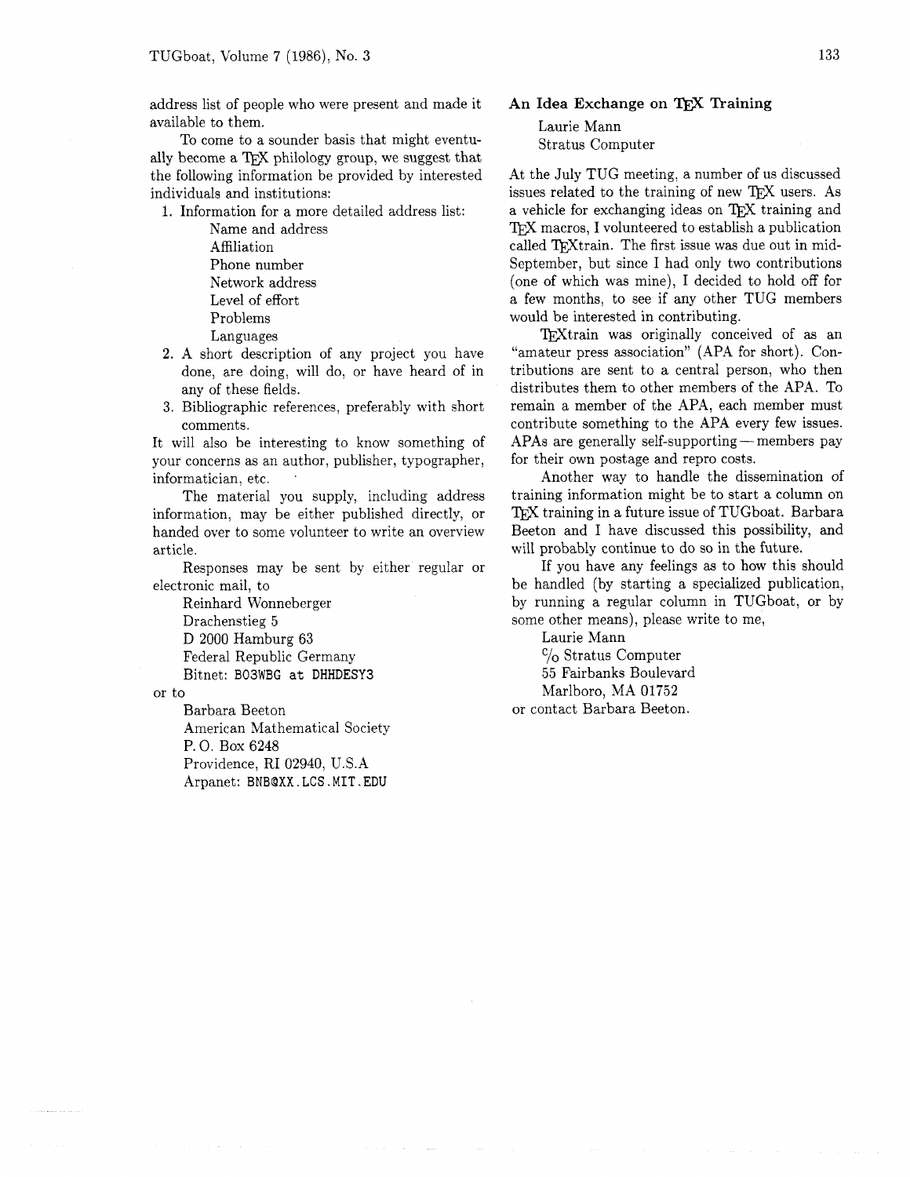address list of people who were present and made it available to them.

To come to a sounder basis that might eventually become a TEX philology group, we suggest that the following information be provided by interested individuals and institutions:

1. Information for a more detailed address list:
   - Name and address
   - Affiliation
   - Phone number
   - Network address
   - Level of effort
   - Problems
   - Languages
2. A short description of any project you have done, are doing, will do, or have heard of in any of these fields.
3. Bibliographic references, preferably with short comments.

It will also be interesting to know something of your concerns as an author, publisher, typographer, informatician, etc.

The material you supply, including address information, may be either published directly, or handed over to some volunteer to write an overview article.

Responses may be sent by either regular or electronic mail, to

Reinhard Wonneberger  
Drachenstieg 5  
D 2000 Hamburg 63  
Federal Republic Germany  
Bitnet: `BO3WBG at DHHDESY3`

or to

Barbara Beeton  
American Mathematical Society  
P. O. Box 6248  
Providence, RI 02940, U.S.A  
Arpanet: `BNB@XX.LCS.MIT.EDU`

## An Idea Exchange on TEX Training

Laurie Mann  
Stratus Computer

At the July TUG meeting, a number of us discussed issues related to the training of new TEX users. As a vehicle for exchanging ideas on TEX training and TEX macros, I volunteered to establish a publication called TEXtrain. The first issue was due out in mid-September, but since I had only two contributions (one of which was mine), I decided to hold off for a few months, to see if any other TUG members would be interested in contributing.

TEXtrain was originally conceived of as an "amateur press association" (APA for short). Contributions are sent to a central person, who then distributes them to other members of the APA. To remain a member of the APA, each member must contribute something to the APA every few issues. APAs are generally self-supporting — members pay for their own postage and repro costs.

Another way to handle the dissemination of training information might be to start a column on TEX training in a future issue of TUGboat. Barbara Beeton and I have discussed this possibility, and will probably continue to do so in the future.

If you have any feelings as to how this should be handled (by starting a specialized publication, by running a regular column in TUGboat, or by some other means), please write to me,

Laurie Mann  
c/o Stratus Computer  
55 Fairbanks Boulevard  
Marlboro, MA 01752

or contact Barbara Beeton.